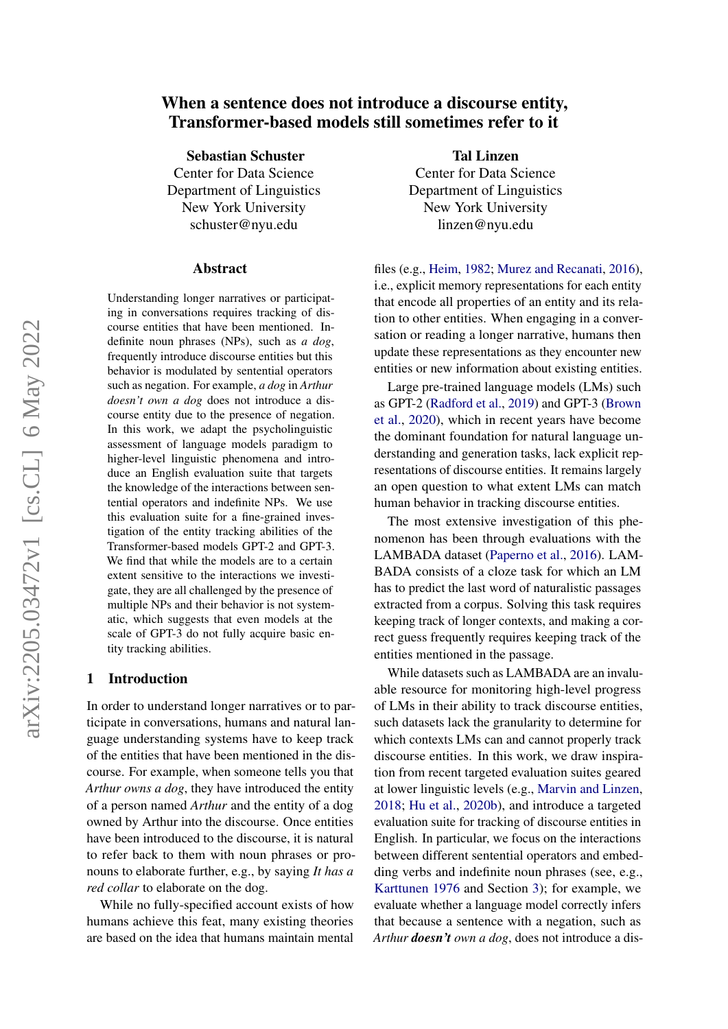# When a sentence does not introduce a discourse entity, Transformer-based models still sometimes refer to it

**Sebastian Schuster**
Center for Data Science
Department of Linguistics
New York University
schuster@nyu.edu

**Tal Linzen**
Center for Data Science
Department of Linguistics
New York University
linzen@nyu.edu

## Abstract

Understanding longer narratives or participating in conversations requires tracking of discourse entities that have been mentioned. Indefinite noun phrases (NPs), such as *a dog*, frequently introduce discourse entities but this behavior is modulated by sentential operators such as negation. For example, *a dog* in *Arthur doesn't own a dog* does not introduce a discourse entity due to the presence of negation. In this work, we adapt the psycholinguistic assessment of language models paradigm to higher-level linguistic phenomena and introduce an English evaluation suite that targets the knowledge of the interactions between sentential operators and indefinite NPs. We use this evaluation suite for a fine-grained investigation of the entity tracking abilities of the Transformer-based models GPT-2 and GPT-3. We find that while the models are to a certain extent sensitive to the interactions we investigate, they are all challenged by the presence of multiple NPs and their behavior is not systematic, which suggests that even models at the scale of GPT-3 do not fully acquire basic entity tracking abilities.

## 1 Introduction

In order to understand longer narratives or to participate in conversations, humans and natural language understanding systems have to keep track of the entities that have been mentioned in the discourse. For example, when someone tells you that *Arthur owns a dog*, they have introduced the entity of a person named *Arthur* and the entity of a dog owned by Arthur into the discourse. Once entities have been introduced to the discourse, it is natural to refer back to them with noun phrases or pronouns to elaborate further, e.g., by saying *It has a red collar* to elaborate on the dog.

While no fully-specified account exists of how humans achieve this feat, many existing theories are based on the idea that humans maintain mental files (e.g., Heim, 1982; Murez and Recanati, 2016), i.e., explicit memory representations for each entity that encode all properties of an entity and its relation to other entities. When engaging in a conversation or reading a longer narrative, humans then update these representations as they encounter new entities or new information about existing entities.

Large pre-trained language models (LMs) such as GPT-2 (Radford et al., 2019) and GPT-3 (Brown et al., 2020), which in recent years have become the dominant foundation for natural language understanding and generation tasks, lack explicit representations of discourse entities. It remains largely an open question to what extent LMs can match human behavior in tracking discourse entities.

The most extensive investigation of this phenomenon has been through evaluations with the LAMBADA dataset (Paperno et al., 2016). LAMBADA consists of a cloze task for which an LM has to predict the last word of naturalistic passages extracted from a corpus. Solving this task requires keeping track of longer contexts, and making a correct guess frequently requires keeping track of the entities mentioned in the passage.

While datasets such as LAMBADA are an invaluable resource for monitoring high-level progress of LMs in their ability to track discourse entities, such datasets lack the granularity to determine for which contexts LMs can and cannot properly track discourse entities. In this work, we draw inspiration from recent targeted evaluation suites geared at lower linguistic levels (e.g., Marvin and Linzen, 2018; Hu et al., 2020b), and introduce a targeted evaluation suite for tracking of discourse entities in English. In particular, we focus on the interactions between different sentential operators and embedding verbs and indefinite noun phrases (see, e.g., Karttunen 1976 and Section 3); for example, we evaluate whether a language model correctly infers that because a sentence with a negation, such as *Arthur **doesn't** own a dog*, does not introduce a dis-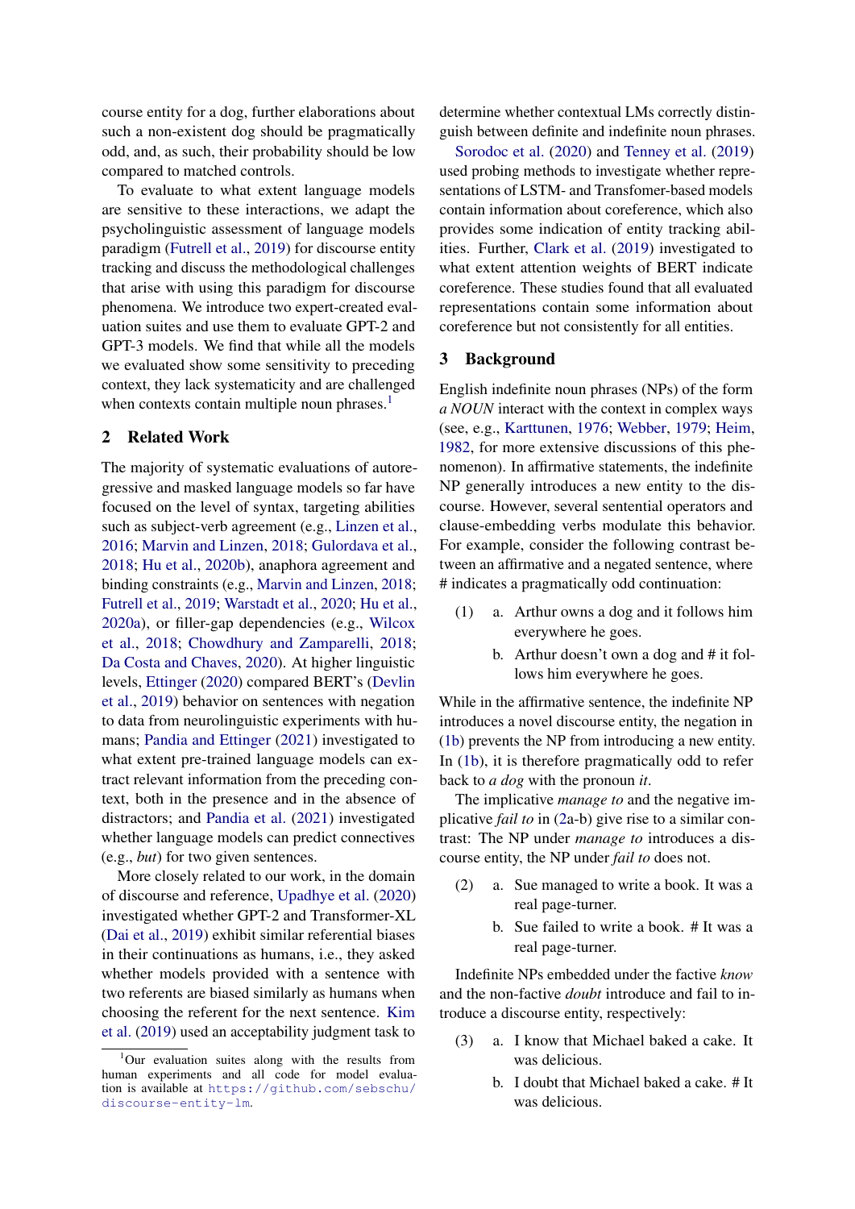course entity for a dog, further elaborations about such a non-existent dog should be pragmatically odd, and, as such, their probability should be low compared to matched controls.

To evaluate to what extent language models are sensitive to these interactions, we adapt the psycholinguistic assessment of language models paradigm (Futrell et al., 2019) for discourse entity tracking and discuss the methodological challenges that arise with using this paradigm for discourse phenomena. We introduce two expert-created evaluation suites and use them to evaluate GPT-2 and GPT-3 models. We find that while all the models we evaluated show some sensitivity to preceding context, they lack systematicity and are challenged when contexts contain multiple noun phrases.[1]

## 2 Related Work

The majority of systematic evaluations of autoregressive and masked language models so far have focused on the level of syntax, targeting abilities such as subject-verb agreement (e.g., Linzen et al., 2016; Marvin and Linzen, 2018; Gulordava et al., 2018; Hu et al., 2020b), anaphora agreement and binding constraints (e.g., Marvin and Linzen, 2018; Futrell et al., 2019; Warstadt et al., 2020; Hu et al., 2020a), or filler-gap dependencies (e.g., Wilcox et al., 2018; Chowdhury and Zamparelli, 2018; Da Costa and Chaves, 2020). At higher linguistic levels, Ettinger (2020) compared BERT's (Devlin et al., 2019) behavior on sentences with negation to data from neurolinguistic experiments with humans; Pandia and Ettinger (2021) investigated to what extent pre-trained language models can extract relevant information from the preceding context, both in the presence and in the absence of distractors; and Pandia et al. (2021) investigated whether language models can predict connectives (e.g., *but*) for two given sentences.

More closely related to our work, in the domain of discourse and reference, Upadhye et al. (2020) investigated whether GPT-2 and Transformer-XL (Dai et al., 2019) exhibit similar referential biases in their continuations as humans, i.e., they asked whether models provided with a sentence with two referents are biased similarly as humans when choosing the referent for the next sentence. Kim et al. (2019) used an acceptability judgment task to determine whether contextual LMs correctly distinguish between definite and indefinite noun phrases.

Sorodoc et al. (2020) and Tenney et al. (2019) used probing methods to investigate whether representations of LSTM- and Transfomer-based models contain information about coreference, which also provides some indication of entity tracking abilities. Further, Clark et al. (2019) investigated to what extent attention weights of BERT indicate coreference. These studies found that all evaluated representations contain some information about coreference but not consistently for all entities.

## 3 Background

English indefinite noun phrases (NPs) of the form *a NOUN* interact with the context in complex ways (see, e.g., Karttunen, 1976; Webber, 1979; Heim, 1982, for more extensive discussions of this phenomenon). In affirmative statements, the indefinite NP generally introduces a new entity to the discourse. However, several sentential operators and clause-embedding verbs modulate this behavior. For example, consider the following contrast between an affirmative and a negated sentence, where # indicates a pragmatically odd continuation:

(1) a. Arthur owns a dog and it follows him everywhere he goes.

b. Arthur doesn't own a dog and # it follows him everywhere he goes.

While in the affirmative sentence, the indefinite NP introduces a novel discourse entity, the negation in (1b) prevents the NP from introducing a new entity. In (1b), it is therefore pragmatically odd to refer back to *a dog* with the pronoun *it*.

The implicative *manage to* and the negative implicative *fail to* in (2a-b) give rise to a similar contrast: The NP under *manage to* introduces a discourse entity, the NP under *fail to* does not.

(2) a. Sue managed to write a book. It was a real page-turner.

b. Sue failed to write a book. # It was a real page-turner.

Indefinite NPs embedded under the factive *know* and the non-factive *doubt* introduce and fail to introduce a discourse entity, respectively:

(3) a. I know that Michael baked a cake. It was delicious.

b. I doubt that Michael baked a cake. # It was delicious.

[1] Our evaluation suites along with the results from human experiments and all code for model evaluation is available at https://github.com/sebschu/discourse-entity-lm.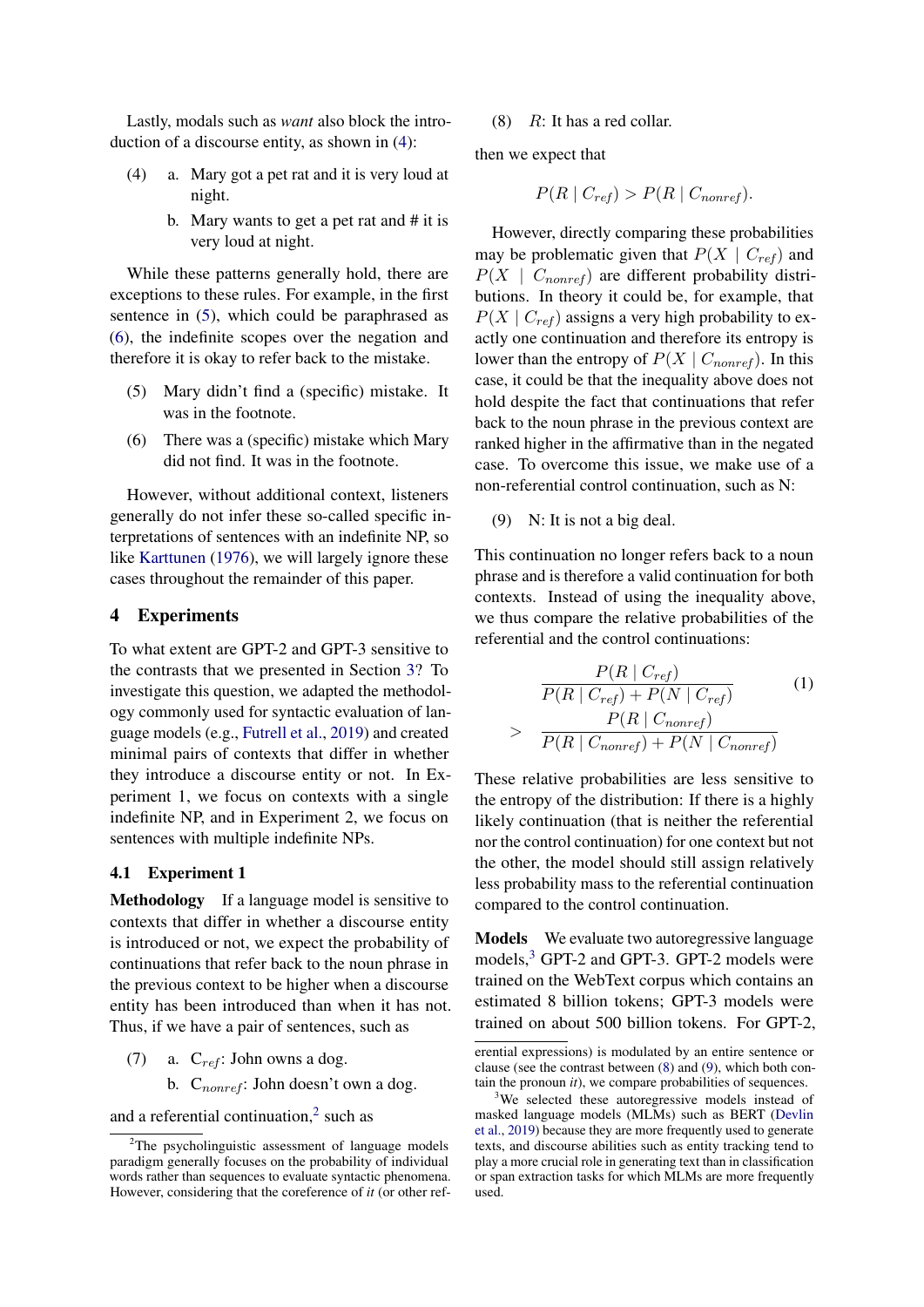Lastly, modals such as *want* also block the introduction of a discourse entity, as shown in (4):

(4) a. Mary got a pet rat and it is very loud at night.

b. Mary wants to get a pet rat and # it is very loud at night.

While these patterns generally hold, there are exceptions to these rules. For example, in the first sentence in (5), which could be paraphrased as (6), the indefinite scopes over the negation and therefore it is okay to refer back to the mistake.

(5) Mary didn't find a (specific) mistake. It was in the footnote.

(6) There was a (specific) mistake which Mary did not find. It was in the footnote.

However, without additional context, listeners generally do not infer these so-called specific interpretations of sentences with an indefinite NP, so like Karttunen (1976), we will largely ignore these cases throughout the remainder of this paper.

## 4 Experiments

To what extent are GPT-2 and GPT-3 sensitive to the contrasts that we presented in Section 3? To investigate this question, we adapted the methodology commonly used for syntactic evaluation of language models (e.g., Futrell et al., 2019) and created minimal pairs of contexts that differ in whether they introduce a discourse entity or not. In Experiment 1, we focus on contexts with a single indefinite NP, and in Experiment 2, we focus on sentences with multiple indefinite NPs.

### 4.1 Experiment 1

**Methodology** If a language model is sensitive to contexts that differ in whether a discourse entity is introduced or not, we expect the probability of continuations that refer back to the noun phrase in the previous context to be higher when a discourse entity has been introduced than when it has not. Thus, if we have a pair of sentences, such as

(7) a. $C_{ref}$: John owns a dog.

b. $C_{nonref}$: John doesn't own a dog.

and a referential continuation,[2] such as

(8) $R$: It has a red collar.

then we expect that

$$P(R \mid C_{ref}) > P(R \mid C_{nonref}).$$

However, directly comparing these probabilities may be problematic given that $P(X \mid C_{ref})$ and $P(X \mid C_{nonref})$ are different probability distributions. In theory it could be, for example, that $P(X \mid C_{ref})$ assigns a very high probability to exactly one continuation and therefore its entropy is lower than the entropy of $P(X \mid C_{nonref})$. In this case, it could be that the inequality above does not hold despite the fact that continuations that refer back to the noun phrase in the previous context are ranked higher in the affirmative than in the negated case. To overcome this issue, we make use of a non-referential control continuation, such as N:

(9) N: It is not a big deal.

This continuation no longer refers back to a noun phrase and is therefore a valid continuation for both contexts. Instead of using the inequality above, we thus compare the relative probabilities of the referential and the control continuations:

$$\frac{P(R \mid C_{ref})}{P(R \mid C_{ref}) + P(N \mid C_{ref})} > \frac{P(R \mid C_{nonref})}{P(R \mid C_{nonref}) + P(N \mid C_{nonref})} \tag{1}$$

These relative probabilities are less sensitive to the entropy of the distribution: If there is a highly likely continuation (that is neither the referential nor the control continuation) for one context but not the other, the model should still assign relatively less probability mass to the referential continuation compared to the control continuation.

**Models** We evaluate two autoregressive language models,[3] GPT-2 and GPT-3. GPT-2 models were trained on the WebText corpus which contains an estimated 8 billion tokens; GPT-3 models were trained on about 500 billion tokens. For GPT-2,

[2] The psycholinguistic assessment of language models paradigm generally focuses on the probability of individual words rather than sequences to evaluate syntactic phenomena. However, considering that the coreference of *it* (or other referential expressions) is modulated by an entire sentence or clause (see the contrast between (8) and (9), which both contain the pronoun *it*), we compare probabilities of sequences.

[3] We selected these autoregressive models instead of masked language models (MLMs) such as BERT (Devlin et al., 2019) because they are more frequently used to generate texts, and discourse abilities such as entity tracking tend to play a more crucial role in generating text than in classification or span extraction tasks for which MLMs are more frequently used.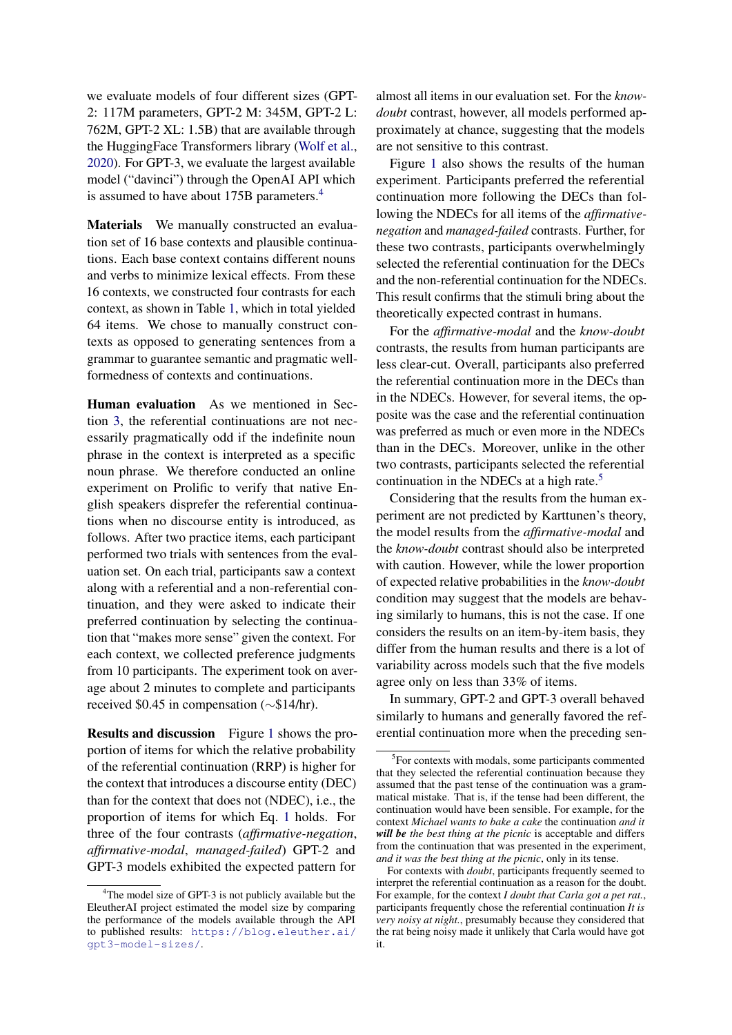we evaluate models of four different sizes (GPT-2: 117M parameters, GPT-2 M: 345M, GPT-2 L: 762M, GPT-2 XL: 1.5B) that are available through the HuggingFace Transformers library (Wolf et al., 2020). For GPT-3, we evaluate the largest available model ("davinci") through the OpenAI API which is assumed to have about 175B parameters.[4]

**Materials** We manually constructed an evaluation set of 16 base contexts and plausible continuations. Each base context contains different nouns and verbs to minimize lexical effects. From these 16 contexts, we constructed four contrasts for each context, as shown in Table 1, which in total yielded 64 items. We chose to manually construct contexts as opposed to generating sentences from a grammar to guarantee semantic and pragmatic well-formedness of contexts and continuations.

**Human evaluation** As we mentioned in Section 3, the referential continuations are not necessarily pragmatically odd if the indefinite noun phrase in the context is interpreted as a specific noun phrase. We therefore conducted an online experiment on Prolific to verify that native English speakers disprefer the referential continuations when no discourse entity is introduced, as follows. After two practice items, each participant performed two trials with sentences from the evaluation set. On each trial, participants saw a context along with a referential and a non-referential continuation, and they were asked to indicate their preferred continuation by selecting the continuation that "makes more sense" given the context. For each context, we collected preference judgments from 10 participants. The experiment took on average about 2 minutes to complete and participants received \$0.45 in compensation (∼\$14/hr).

**Results and discussion** Figure 1 shows the proportion of items for which the relative probability of the referential continuation (RRP) is higher for the context that introduces a discourse entity (DEC) than for the context that does not (NDEC), i.e., the proportion of items for which Eq. 1 holds. For three of the four contrasts (*affirmative-negation*, *affirmative-modal*, *managed-failed*) GPT-2 and GPT-3 models exhibited the expected pattern for almost all items in our evaluation set. For the *know-doubt* contrast, however, all models performed approximately at chance, suggesting that the models are not sensitive to this contrast.

Figure 1 also shows the results of the human experiment. Participants preferred the referential continuation more following the DECs than following the NDECs for all items of the *affirmative-negation* and *managed-failed* contrasts. Further, for these two contrasts, participants overwhelmingly selected the referential continuation for the DECs and the non-referential continuation for the NDECs. This result confirms that the stimuli bring about the theoretically expected contrast in humans.

For the *affirmative-modal* and the *know-doubt* contrasts, the results from human participants are less clear-cut. Overall, participants also preferred the referential continuation more in the DECs than in the NDECs. However, for several items, the opposite was the case and the referential continuation was preferred as much or even more in the NDECs than in the DECs. Moreover, unlike in the other two contrasts, participants selected the referential continuation in the NDECs at a high rate.[5]

Considering that the results from the human experiment are not predicted by Karttunen's theory, the model results from the *affirmative-modal* and the *know-doubt* contrast should also be interpreted with caution. However, while the lower proportion of expected relative probabilities in the *know-doubt* condition may suggest that the models are behaving similarly to humans, this is not the case. If one considers the results on an item-by-item basis, they differ from the human results and there is a lot of variability across models such that the five models agree only on less than 33% of items.

In summary, GPT-2 and GPT-3 overall behaved similarly to humans and generally favored the referential continuation more when the preceding sen-

[4] The model size of GPT-3 is not publicly available but the EleutherAI project estimated the model size by comparing the performance of the models available through the API to published results: https://blog.eleuther.ai/gpt3-model-sizes/.

[5] For contexts with modals, some participants commented that they selected the referential continuation because they assumed that the past tense of the continuation was a grammatical mistake. That is, if the tense had been different, the continuation would have been sensible. For example, for the context *Michael wants to bake a cake* the continuation *and it* ***will be*** *the best thing at the picnic* is acceptable and differs from the continuation that was presented in the experiment, *and it was the best thing at the picnic*, only in its tense.

For contexts with *doubt*, participants frequently seemed to interpret the referential continuation as a reason for the doubt. For example, for the context *I doubt that Carla got a pet rat.*, participants frequently chose the referential continuation *It is very noisy at night.*, presumably because they considered that the rat being noisy made it unlikely that Carla would have got it.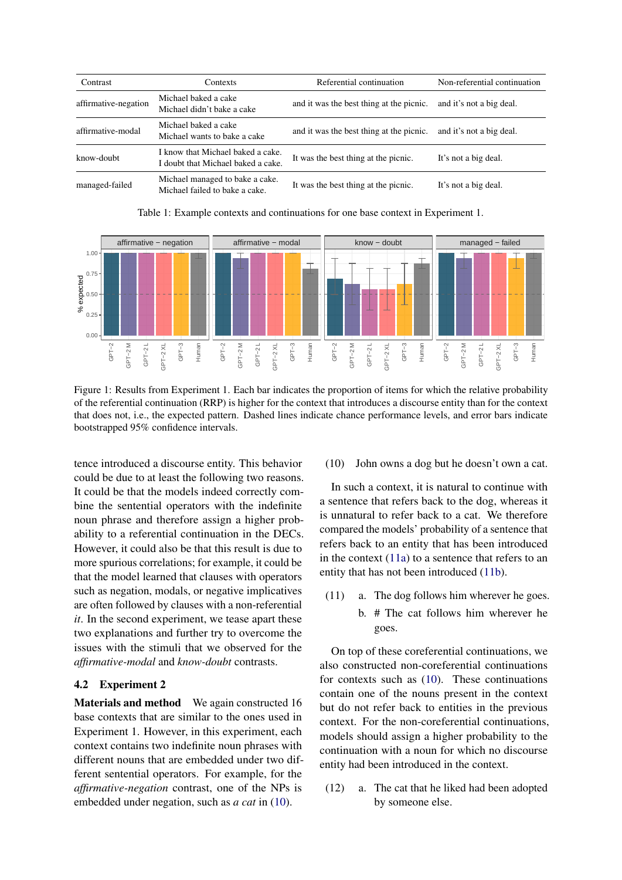| Contrast | Contexts | Referential continuation | Non-referential continuation |
|---|---|---|---|
| affirmative-negation | Michael baked a cake<br>Michael didn't bake a cake | and it was the best thing at the picnic. | and it's not a big deal. |
| affirmative-modal | Michael baked a cake<br>Michael wants to bake a cake | and it was the best thing at the picnic. | and it's not a big deal. |
| know-doubt | I know that Michael baked a cake.<br>I doubt that Michael baked a cake. | It was the best thing at the picnic. | It's not a big deal. |
| managed-failed | Michael managed to bake a cake.<br>Michael failed to bake a cake. | It was the best thing at the picnic. | It's not a big deal. |

Table 1: Example contexts and continuations for one base context in Experiment 1.

Figure 1: Results from Experiment 1. Each bar indicates the proportion of items for which the relative probability of the referential continuation (RRP) is higher for the context that introduces a discourse entity than for the context that does not, i.e., the expected pattern. Dashed lines indicate chance performance levels, and error bars indicate bootstrapped 95% confidence intervals.

tence introduced a discourse entity. This behavior could be due to at least the following two reasons. It could be that the models indeed correctly combine the sentential operators with the indefinite noun phrase and therefore assign a higher probability to a referential continuation in the DECs. However, it could also be that this result is due to more spurious correlations; for example, it could be that the model learned that clauses with operators such as negation, modals, or negative implicatives are often followed by clauses with a non-referential *it*. In the second experiment, we tease apart these two explanations and further try to overcome the issues with the stimuli that we observed for the *affirmative-modal* and *know-doubt* contrasts.

## 4.2 Experiment 2

**Materials and method** We again constructed 16 base contexts that are similar to the ones used in Experiment 1. However, in this experiment, each context contains two indefinite noun phrases with different nouns that are embedded under two different sentential operators. For example, for the *affirmative-negation* contrast, one of the NPs is embedded under negation, such as *a cat* in (10).

(10) John owns a dog but he doesn't own a cat.

In such a context, it is natural to continue with a sentence that refers back to the dog, whereas it is unnatural to refer back to a cat. We therefore compared the models' probability of a sentence that refers back to an entity that has been introduced in the context (11a) to a sentence that refers to an entity that has not been introduced (11b).

(11) a. The dog follows him wherever he goes.

b. # The cat follows him wherever he goes.

On top of these coreferential continuations, we also constructed non-coreferential continuations for contexts such as (10). These continuations contain one of the nouns present in the context but do not refer back to entities in the previous context. For the non-coreferential continuations, models should assign a higher probability to the continuation with a noun for which no discourse entity had been introduced in the context.

(12) a. The cat that he liked had been adopted by someone else.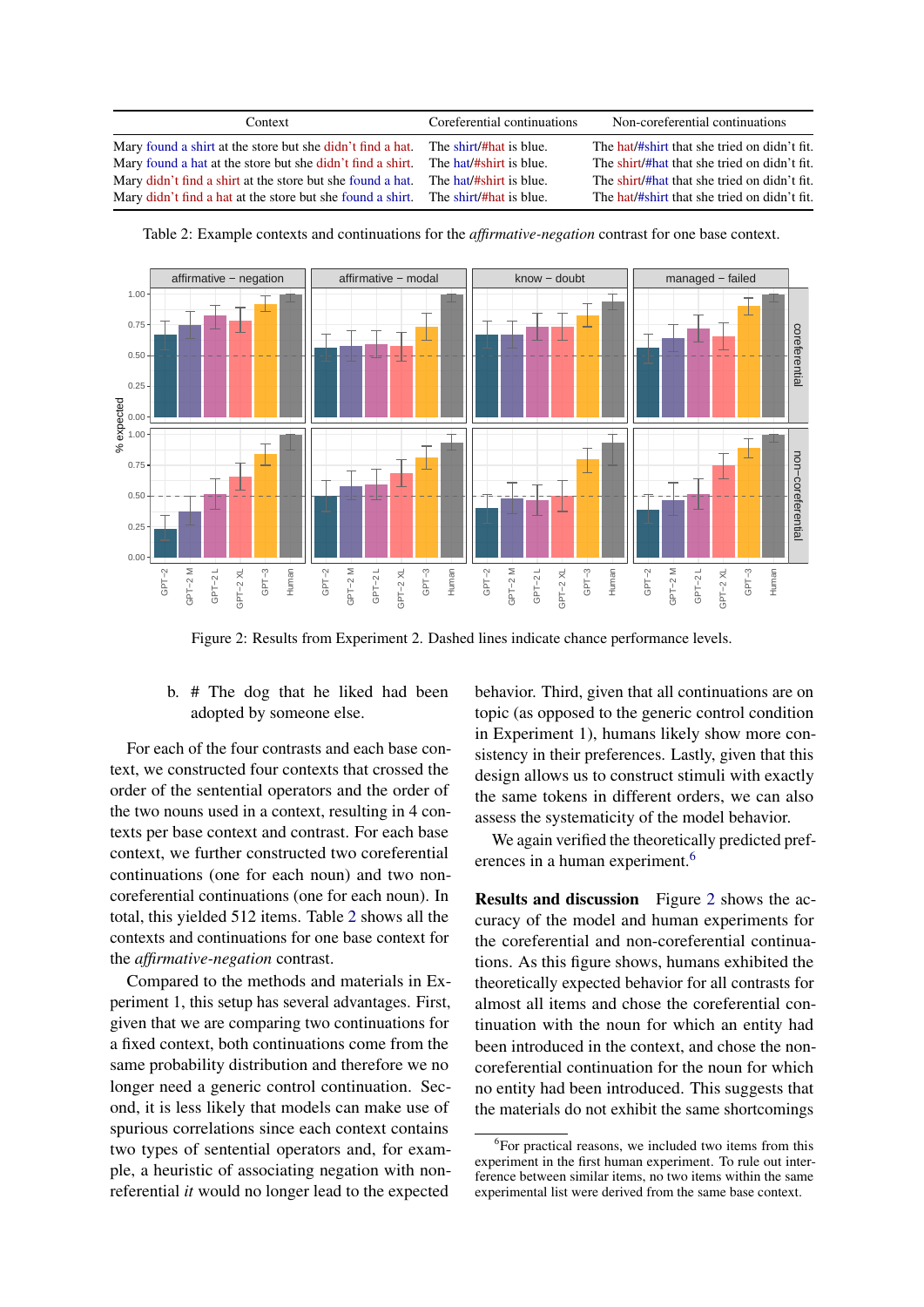| Context | Coreferential continuations | Non-coreferential continuations |
|---|---|---|
| Mary found a shirt at the store but she didn't find a hat. | The shirt/#hat is blue. | The hat/#shirt that she tried on didn't fit. |
| Mary found a hat at the store but she didn't find a shirt. | The hat/#shirt is blue. | The shirt/#hat that she tried on didn't fit. |
| Mary didn't find a shirt at the store but she found a hat. | The hat/#shirt is blue. | The shirt/#hat that she tried on didn't fit. |
| Mary didn't find a hat at the store but she found a shirt. | The shirt/#hat is blue. | The hat/#shirt that she tried on didn't fit. |

Table 2: Example contexts and continuations for the *affirmative-negation* contrast for one base context.

Figure 2: Results from Experiment 2. Dashed lines indicate chance performance levels.

b. # The dog that he liked had been adopted by someone else.

For each of the four contrasts and each base context, we constructed four contexts that crossed the order of the sentential operators and the order of the two nouns used in a context, resulting in 4 contexts per base context and contrast. For each base context, we further constructed two coreferential continuations (one for each noun) and two non-coreferential continuations (one for each noun). In total, this yielded 512 items. Table 2 shows all the contexts and continuations for one base context for the *affirmative-negation* contrast.

Compared to the methods and materials in Experiment 1, this setup has several advantages. First, given that we are comparing two continuations for a fixed context, both continuations come from the same probability distribution and therefore we no longer need a generic control continuation. Second, it is less likely that models can make use of spurious correlations since each context contains two types of sentential operators and, for example, a heuristic of associating negation with non-referential *it* would no longer lead to the expected behavior. Third, given that all continuations are on topic (as opposed to the generic control condition in Experiment 1), humans likely show more consistency in their preferences. Lastly, given that this design allows us to construct stimuli with exactly the same tokens in different orders, we can also assess the systematicity of the model behavior.

We again verified the theoretically predicted preferences in a human experiment.[6]

**Results and discussion** Figure 2 shows the accuracy of the model and human experiments for the coreferential and non-coreferential continuations. As this figure shows, humans exhibited the theoretically expected behavior for all contrasts for almost all items and chose the coreferential continuation with the noun for which an entity had been introduced in the context, and chose the non-coreferential continuation for the noun for which no entity had been introduced. This suggests that the materials do not exhibit the same shortcomings

[6]For practical reasons, we included two items from this experiment in the first human experiment. To rule out interference between similar items, no two items within the same experimental list were derived from the same base context.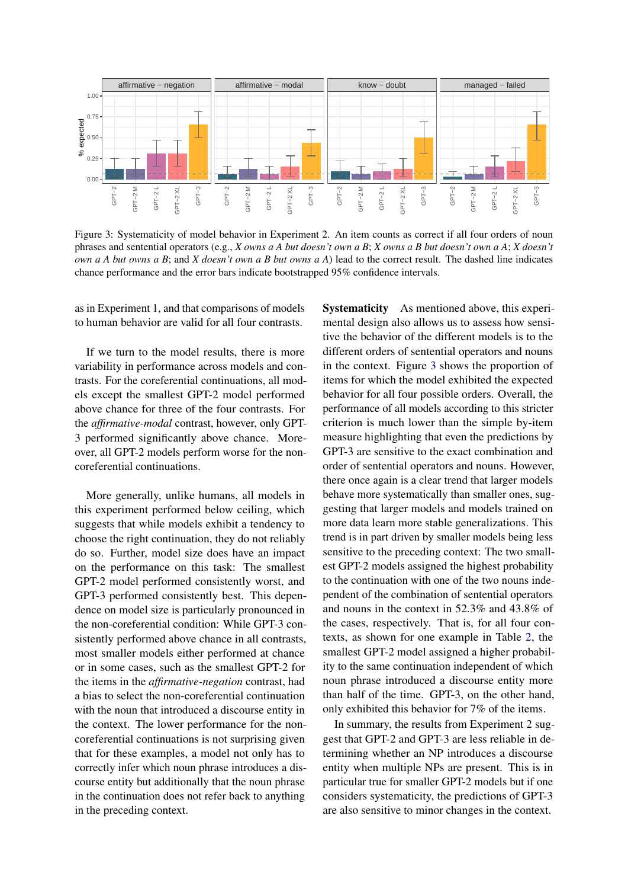Figure 3: Systematicity of model behavior in Experiment 2. An item counts as correct if all four orders of noun phrases and sentential operators (e.g., *X owns a A but doesn't own a B*; *X owns a B but doesn't own a A*; *X doesn't own a A but owns a B*; and *X doesn't own a B but owns a A*) lead to the correct result. The dashed line indicates chance performance and the error bars indicate bootstrapped 95% confidence intervals.

as in Experiment 1, and that comparisons of models to human behavior are valid for all four contrasts.

If we turn to the model results, there is more variability in performance across models and contrasts. For the coreferential continuations, all models except the smallest GPT-2 model performed above chance for three of the four contrasts. For the *affirmative-modal* contrast, however, only GPT-3 performed significantly above chance. Moreover, all GPT-2 models perform worse for the non-coreferential continuations.

More generally, unlike humans, all models in this experiment performed below ceiling, which suggests that while models exhibit a tendency to choose the right continuation, they do not reliably do so. Further, model size does have an impact on the performance on this task: The smallest GPT-2 model performed consistently worst, and GPT-3 performed consistently best. This dependence on model size is particularly pronounced in the non-coreferential condition: While GPT-3 consistently performed above chance in all contrasts, most smaller models either performed at chance or in some cases, such as the smallest GPT-2 for the items in the *affirmative-negation* contrast, had a bias to select the non-coreferential continuation with the noun that introduced a discourse entity in the context. The lower performance for the non-coreferential continuations is not surprising given that for these examples, a model not only has to correctly infer which noun phrase introduces a discourse entity but additionally that the noun phrase in the continuation does not refer back to anything in the preceding context.

**Systematicity** As mentioned above, this experimental design also allows us to assess how sensitive the behavior of the different models is to the different orders of sentential operators and nouns in the context. Figure 3 shows the proportion of items for which the model exhibited the expected behavior for all four possible orders. Overall, the performance of all models according to this stricter criterion is much lower than the simple by-item measure highlighting that even the predictions by GPT-3 are sensitive to the exact combination and order of sentential operators and nouns. However, there once again is a clear trend that larger models behave more systematically than smaller ones, suggesting that larger models and models trained on more data learn more stable generalizations. This trend is in part driven by smaller models being less sensitive to the preceding context: The two smallest GPT-2 models assigned the highest probability to the continuation with one of the two nouns independent of the combination of sentential operators and nouns in the context in 52.3% and 43.8% of the cases, respectively. That is, for all four contexts, as shown for one example in Table 2, the smallest GPT-2 model assigned a higher probability to the same continuation independent of which noun phrase introduced a discourse entity more than half of the time. GPT-3, on the other hand, only exhibited this behavior for 7% of the items.

In summary, the results from Experiment 2 suggest that GPT-2 and GPT-3 are less reliable in determining whether an NP introduces a discourse entity when multiple NPs are present. This is in particular true for smaller GPT-2 models but if one considers systematicity, the predictions of GPT-3 are also sensitive to minor changes in the context.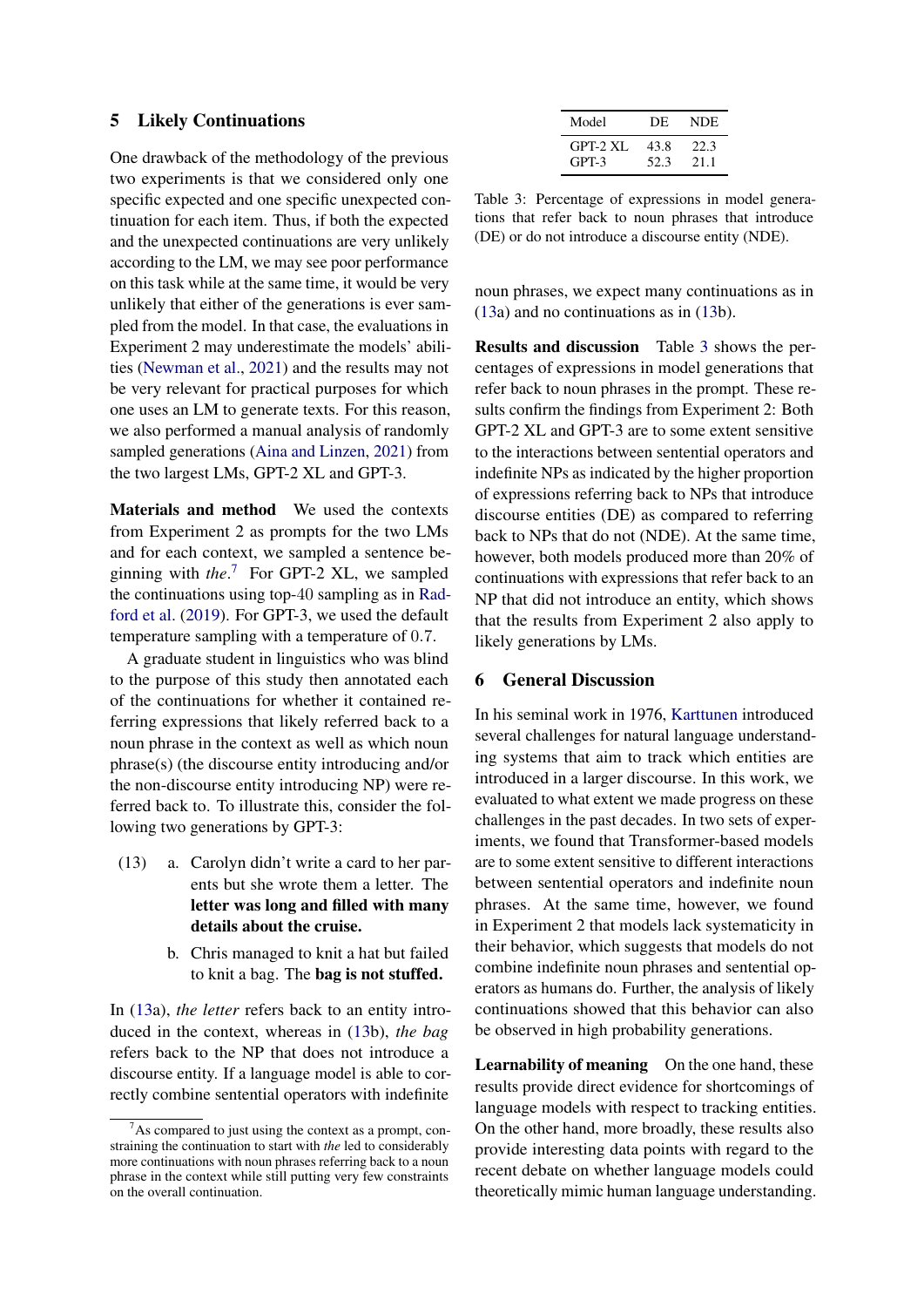## 5 Likely Continuations

One drawback of the methodology of the previous two experiments is that we considered only one specific expected and one specific unexpected continuation for each item. Thus, if both the expected and the unexpected continuations are very unlikely according to the LM, we may see poor performance on this task while at the same time, it would be very unlikely that either of the generations is ever sampled from the model. In that case, the evaluations in Experiment 2 may underestimate the models' abilities (Newman et al., 2021) and the results may not be very relevant for practical purposes for which one uses an LM to generate texts. For this reason, we also performed a manual analysis of randomly sampled generations (Aina and Linzen, 2021) from the two largest LMs, GPT-2 XL and GPT-3.

**Materials and method** We used the contexts from Experiment 2 as prompts for the two LMs and for each context, we sampled a sentence beginning with *the*.[7] For GPT-2 XL, we sampled the continuations using top-40 sampling as in Radford et al. (2019). For GPT-3, we used the default temperature sampling with a temperature of 0.7.

A graduate student in linguistics who was blind to the purpose of this study then annotated each of the continuations for whether it contained referring expressions that likely referred back to a noun phrase in the context as well as which noun phrase(s) (the discourse entity introducing and/or the non-discourse entity introducing NP) were referred back to. To illustrate this, consider the following two generations by GPT-3:

(13) a. Carolyn didn't write a card to her parents but she wrote them a letter. The **letter was long and filled with many details about the cruise.**

b. Chris managed to knit a hat but failed to knit a bag. The **bag is not stuffed.**

In (13a), *the letter* refers back to an entity introduced in the context, whereas in (13b), *the bag* refers back to the NP that does not introduce a discourse entity. If a language model is able to correctly combine sentential operators with indefinite noun phrases, we expect many continuations as in (13a) and no continuations as in (13b).

| Model | DE | NDE |
|---|---|---|
| GPT-2 XL | 43.8 | 22.3 |
| GPT-3 | 52.3 | 21.1 |

Table 3: Percentage of expressions in model generations that refer back to noun phrases that introduce (DE) or do not introduce a discourse entity (NDE).

**Results and discussion** Table 3 shows the percentages of expressions in model generations that refer back to noun phrases in the prompt. These results confirm the findings from Experiment 2: Both GPT-2 XL and GPT-3 are to some extent sensitive to the interactions between sentential operators and indefinite NPs as indicated by the higher proportion of expressions referring back to NPs that introduce discourse entities (DE) as compared to referring back to NPs that do not (NDE). At the same time, however, both models produced more than 20% of continuations with expressions that refer back to an NP that did not introduce an entity, which shows that the results from Experiment 2 also apply to likely generations by LMs.

## 6 General Discussion

In his seminal work in 1976, Karttunen introduced several challenges for natural language understanding systems that aim to track which entities are introduced in a larger discourse. In this work, we evaluated to what extent we made progress on these challenges in the past decades. In two sets of experiments, we found that Transformer-based models are to some extent sensitive to different interactions between sentential operators and indefinite noun phrases. At the same time, however, we found in Experiment 2 that models lack systematicity in their behavior, which suggests that models do not combine indefinite noun phrases and sentential operators as humans do. Further, the analysis of likely continuations showed that this behavior can also be observed in high probability generations.

**Learnability of meaning** On the one hand, these results provide direct evidence for shortcomings of language models with respect to tracking entities. On the other hand, more broadly, these results also provide interesting data points with regard to the recent debate on whether language models could theoretically mimic human language understanding.

[7] As compared to just using the context as a prompt, constraining the continuation to start with *the* led to considerably more continuations with noun phrases referring back to a noun phrase in the context while still putting very few constraints on the overall continuation.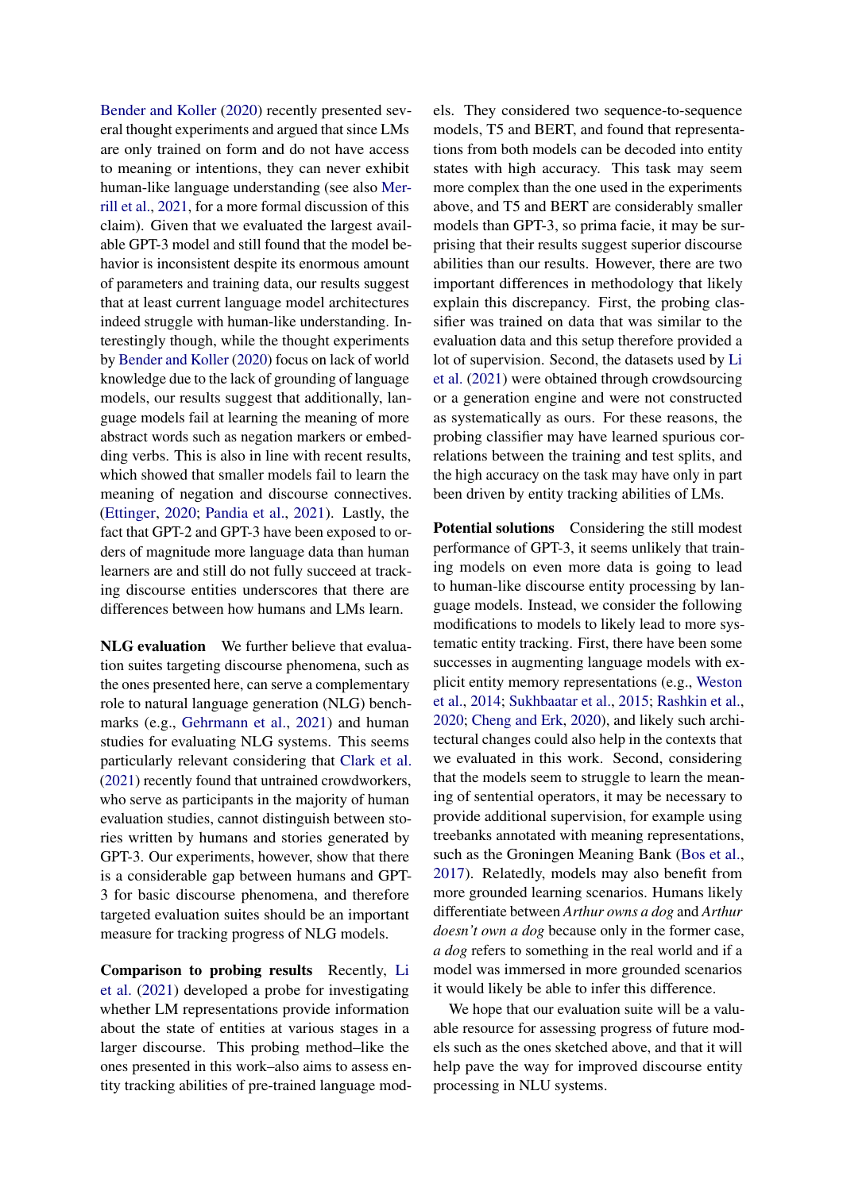Bender and Koller (2020) recently presented several thought experiments and argued that since LMs are only trained on form and do not have access to meaning or intentions, they can never exhibit human-like language understanding (see also Merrill et al., 2021, for a more formal discussion of this claim). Given that we evaluated the largest available GPT-3 model and still found that the model behavior is inconsistent despite its enormous amount of parameters and training data, our results suggest that at least current language model architectures indeed struggle with human-like understanding. Interestingly though, while the thought experiments by Bender and Koller (2020) focus on lack of world knowledge due to the lack of grounding of language models, our results suggest that additionally, language models fail at learning the meaning of more abstract words such as negation markers or embedding verbs. This is also in line with recent results, which showed that smaller models fail to learn the meaning of negation and discourse connectives. (Ettinger, 2020; Pandia et al., 2021). Lastly, the fact that GPT-2 and GPT-3 have been exposed to orders of magnitude more language data than human learners are and still do not fully succeed at tracking discourse entities underscores that there are differences between how humans and LMs learn.

**NLG evaluation** We further believe that evaluation suites targeting discourse phenomena, such as the ones presented here, can serve a complementary role to natural language generation (NLG) benchmarks (e.g., Gehrmann et al., 2021) and human studies for evaluating NLG systems. This seems particularly relevant considering that Clark et al. (2021) recently found that untrained crowdworkers, who serve as participants in the majority of human evaluation studies, cannot distinguish between stories written by humans and stories generated by GPT-3. Our experiments, however, show that there is a considerable gap between humans and GPT-3 for basic discourse phenomena, and therefore targeted evaluation suites should be an important measure for tracking progress of NLG models.

**Comparison to probing results** Recently, Li et al. (2021) developed a probe for investigating whether LM representations provide information about the state of entities at various stages in a larger discourse. This probing method–like the ones presented in this work–also aims to assess entity tracking abilities of pre-trained language models. They considered two sequence-to-sequence models, T5 and BERT, and found that representations from both models can be decoded into entity states with high accuracy. This task may seem more complex than the one used in the experiments above, and T5 and BERT are considerably smaller models than GPT-3, so prima facie, it may be surprising that their results suggest superior discourse abilities than our results. However, there are two important differences in methodology that likely explain this discrepancy. First, the probing classifier was trained on data that was similar to the evaluation data and this setup therefore provided a lot of supervision. Second, the datasets used by Li et al. (2021) were obtained through crowdsourcing or a generation engine and were not constructed as systematically as ours. For these reasons, the probing classifier may have learned spurious correlations between the training and test splits, and the high accuracy on the task may have only in part been driven by entity tracking abilities of LMs.

**Potential solutions** Considering the still modest performance of GPT-3, it seems unlikely that training models on even more data is going to lead to human-like discourse entity processing by language models. Instead, we consider the following modifications to models to likely lead to more systematic entity tracking. First, there have been some successes in augmenting language models with explicit entity memory representations (e.g., Weston et al., 2014; Sukhbaatar et al., 2015; Rashkin et al., 2020; Cheng and Erk, 2020), and likely such architectural changes could also help in the contexts that we evaluated in this work. Second, considering that the models seem to struggle to learn the meaning of sentential operators, it may be necessary to provide additional supervision, for example using treebanks annotated with meaning representations, such as the Groningen Meaning Bank (Bos et al., 2017). Relatedly, models may also benefit from more grounded learning scenarios. Humans likely differentiate between *Arthur owns a dog* and *Arthur doesn't own a dog* because only in the former case, *a dog* refers to something in the real world and if a model was immersed in more grounded scenarios it would likely be able to infer this difference.

We hope that our evaluation suite will be a valuable resource for assessing progress of future models such as the ones sketched above, and that it will help pave the way for improved discourse entity processing in NLU systems.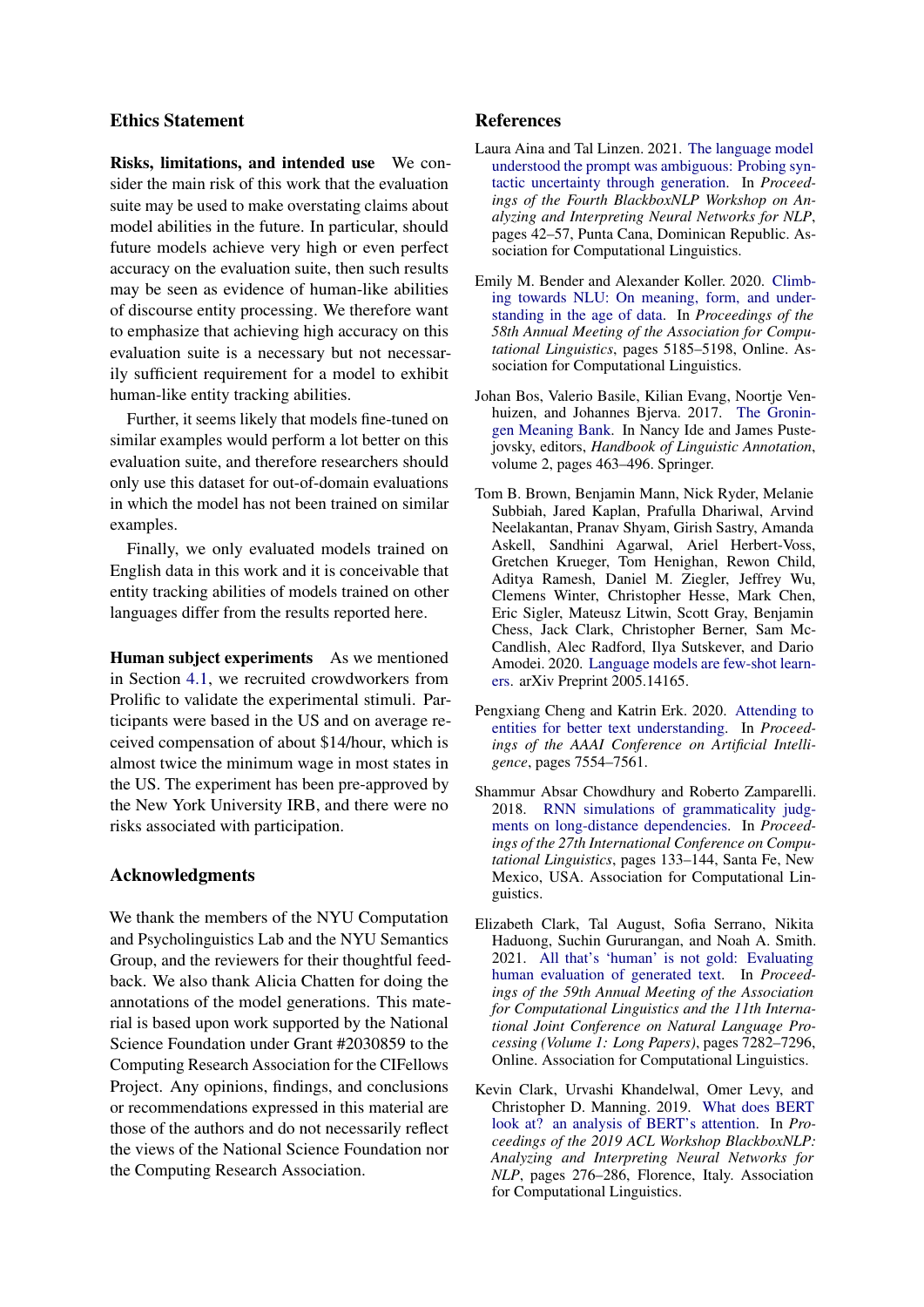## Ethics Statement

**Risks, limitations, and intended use** We consider the main risk of this work that the evaluation suite may be used to make overstating claims about model abilities in the future. In particular, should future models achieve very high or even perfect accuracy on the evaluation suite, then such results may be seen as evidence of human-like abilities of discourse entity processing. We therefore want to emphasize that achieving high accuracy on this evaluation suite is a necessary but not necessarily sufficient requirement for a model to exhibit human-like entity tracking abilities.

Further, it seems likely that models fine-tuned on similar examples would perform a lot better on this evaluation suite, and therefore researchers should only use this dataset for out-of-domain evaluations in which the model has not been trained on similar examples.

Finally, we only evaluated models trained on English data in this work and it is conceivable that entity tracking abilities of models trained on other languages differ from the results reported here.

**Human subject experiments** As we mentioned in Section 4.1, we recruited crowdworkers from Prolific to validate the experimental stimuli. Participants were based in the US and on average received compensation of about $14/hour, which is almost twice the minimum wage in most states in the US. The experiment has been pre-approved by the New York University IRB, and there were no risks associated with participation.

## Acknowledgments

We thank the members of the NYU Computation and Psycholinguistics Lab and the NYU Semantics Group, and the reviewers for their thoughtful feedback. We also thank Alicia Chatten for doing the annotations of the model generations. This material is based upon work supported by the National Science Foundation under Grant #2030859 to the Computing Research Association for the CIFellows Project. Any opinions, findings, and conclusions or recommendations expressed in this material are those of the authors and do not necessarily reflect the views of the National Science Foundation nor the Computing Research Association.

## References

Laura Aina and Tal Linzen. 2021. The language model understood the prompt was ambiguous: Probing syntactic uncertainty through generation. In *Proceedings of the Fourth BlackboxNLP Workshop on Analyzing and Interpreting Neural Networks for NLP*, pages 42–57, Punta Cana, Dominican Republic. Association for Computational Linguistics.

Emily M. Bender and Alexander Koller. 2020. Climbing towards NLU: On meaning, form, and understanding in the age of data. In *Proceedings of the 58th Annual Meeting of the Association for Computational Linguistics*, pages 5185–5198, Online. Association for Computational Linguistics.

Johan Bos, Valerio Basile, Kilian Evang, Noortje Venhuizen, and Johannes Bjerva. 2017. The Groningen Meaning Bank. In Nancy Ide and James Pustejovsky, editors, *Handbook of Linguistic Annotation*, volume 2, pages 463–496. Springer.

Tom B. Brown, Benjamin Mann, Nick Ryder, Melanie Subbiah, Jared Kaplan, Prafulla Dhariwal, Arvind Neelakantan, Pranav Shyam, Girish Sastry, Amanda Askell, Sandhini Agarwal, Ariel Herbert-Voss, Gretchen Krueger, Tom Henighan, Rewon Child, Aditya Ramesh, Daniel M. Ziegler, Jeffrey Wu, Clemens Winter, Christopher Hesse, Mark Chen, Eric Sigler, Mateusz Litwin, Scott Gray, Benjamin Chess, Jack Clark, Christopher Berner, Sam McCandlish, Alec Radford, Ilya Sutskever, and Dario Amodei. 2020. Language models are few-shot learners. arXiv Preprint 2005.14165.

Pengxiang Cheng and Katrin Erk. 2020. Attending to entities for better text understanding. In *Proceedings of the AAAI Conference on Artificial Intelligence*, pages 7554–7561.

Shammur Absar Chowdhury and Roberto Zamparelli. 2018. RNN simulations of grammaticality judgments on long-distance dependencies. In *Proceedings of the 27th International Conference on Computational Linguistics*, pages 133–144, Santa Fe, New Mexico, USA. Association for Computational Linguistics.

Elizabeth Clark, Tal August, Sofia Serrano, Nikita Haduong, Suchin Gururangan, and Noah A. Smith. 2021. All that's 'human' is not gold: Evaluating human evaluation of generated text. In *Proceedings of the 59th Annual Meeting of the Association for Computational Linguistics and the 11th International Joint Conference on Natural Language Processing (Volume 1: Long Papers)*, pages 7282–7296, Online. Association for Computational Linguistics.

Kevin Clark, Urvashi Khandelwal, Omer Levy, and Christopher D. Manning. 2019. What does BERT look at? an analysis of BERT's attention. In *Proceedings of the 2019 ACL Workshop BlackboxNLP: Analyzing and Interpreting Neural Networks for NLP*, pages 276–286, Florence, Italy. Association for Computational Linguistics.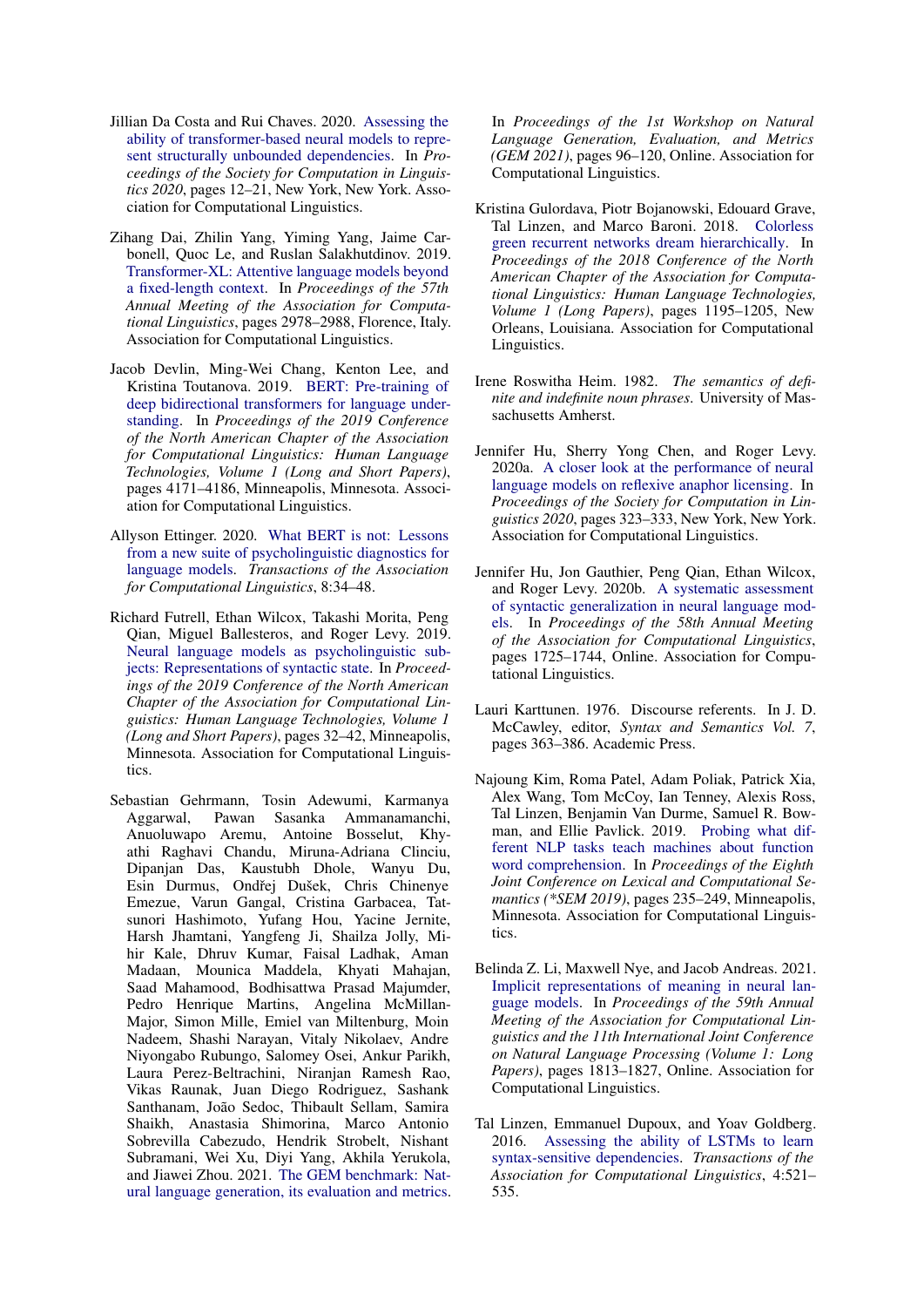Jillian Da Costa and Rui Chaves. 2020. Assessing the ability of transformer-based neural models to represent structurally unbounded dependencies. In *Proceedings of the Society for Computation in Linguistics 2020*, pages 12–21, New York, New York. Association for Computational Linguistics.

Zihang Dai, Zhilin Yang, Yiming Yang, Jaime Carbonell, Quoc Le, and Ruslan Salakhutdinov. 2019. Transformer-XL: Attentive language models beyond a fixed-length context. In *Proceedings of the 57th Annual Meeting of the Association for Computational Linguistics*, pages 2978–2988, Florence, Italy. Association for Computational Linguistics.

Jacob Devlin, Ming-Wei Chang, Kenton Lee, and Kristina Toutanova. 2019. BERT: Pre-training of deep bidirectional transformers for language understanding. In *Proceedings of the 2019 Conference of the North American Chapter of the Association for Computational Linguistics: Human Language Technologies, Volume 1 (Long and Short Papers)*, pages 4171–4186, Minneapolis, Minnesota. Association for Computational Linguistics.

Allyson Ettinger. 2020. What BERT is not: Lessons from a new suite of psycholinguistic diagnostics for language models. *Transactions of the Association for Computational Linguistics*, 8:34–48.

Richard Futrell, Ethan Wilcox, Takashi Morita, Peng Qian, Miguel Ballesteros, and Roger Levy. 2019. Neural language models as psycholinguistic subjects: Representations of syntactic state. In *Proceedings of the 2019 Conference of the North American Chapter of the Association for Computational Linguistics: Human Language Technologies, Volume 1 (Long and Short Papers)*, pages 32–42, Minneapolis, Minnesota. Association for Computational Linguistics.

Sebastian Gehrmann, Tosin Adewumi, Karmanya Aggarwal, Pawan Sasanka Ammanamanchi, Anuoluwapo Aremu, Antoine Bosselut, Khyathi Raghavi Chandu, Miruna-Adriana Clinciu, Dipanjan Das, Kaustubh Dhole, Wanyu Du, Esin Durmus, Ondřej Dušek, Chris Chinenye Emezue, Varun Gangal, Cristina Garbacea, Tatsunori Hashimoto, Yufang Hou, Yacine Jernite, Harsh Jhamtani, Yangfeng Ji, Shailza Jolly, Mihir Kale, Dhruv Kumar, Faisal Ladhak, Aman Madaan, Mounica Maddela, Khyati Mahajan, Saad Mahamood, Bodhisattwa Prasad Majumder, Pedro Henrique Martins, Angelina McMillan-Major, Simon Mille, Emiel van Miltenburg, Moin Nadeem, Shashi Narayan, Vitaly Nikolaev, Andre Niyongabo Rubungo, Salomey Osei, Ankur Parikh, Laura Perez-Beltrachini, Niranjan Ramesh Rao, Vikas Raunak, Juan Diego Rodriguez, Sashank Santhanam, João Sedoc, Thibault Sellam, Samira Shaikh, Anastasia Shimorina, Marco Antonio Sobrevilla Cabezudo, Hendrik Strobelt, Nishant Subramani, Wei Xu, Diyi Yang, Akhila Yerukola, and Jiawei Zhou. 2021. The GEM benchmark: Natural language generation, its evaluation and metrics. In *Proceedings of the 1st Workshop on Natural Language Generation, Evaluation, and Metrics (GEM 2021)*, pages 96–120, Online. Association for Computational Linguistics.

Kristina Gulordava, Piotr Bojanowski, Edouard Grave, Tal Linzen, and Marco Baroni. 2018. Colorless green recurrent networks dream hierarchically. In *Proceedings of the 2018 Conference of the North American Chapter of the Association for Computational Linguistics: Human Language Technologies, Volume 1 (Long Papers)*, pages 1195–1205, New Orleans, Louisiana. Association for Computational Linguistics.

Irene Roswitha Heim. 1982. *The semantics of definite and indefinite noun phrases*. University of Massachusetts Amherst.

Jennifer Hu, Sherry Yong Chen, and Roger Levy. 2020a. A closer look at the performance of neural language models on reflexive anaphor licensing. In *Proceedings of the Society for Computation in Linguistics 2020*, pages 323–333, New York, New York. Association for Computational Linguistics.

Jennifer Hu, Jon Gauthier, Peng Qian, Ethan Wilcox, and Roger Levy. 2020b. A systematic assessment of syntactic generalization in neural language models. In *Proceedings of the 58th Annual Meeting of the Association for Computational Linguistics*, pages 1725–1744, Online. Association for Computational Linguistics.

Lauri Karttunen. 1976. Discourse referents. In J. D. McCawley, editor, *Syntax and Semantics Vol. 7*, pages 363–386. Academic Press.

Najoung Kim, Roma Patel, Adam Poliak, Patrick Xia, Alex Wang, Tom McCoy, Ian Tenney, Alexis Ross, Tal Linzen, Benjamin Van Durme, Samuel R. Bowman, and Ellie Pavlick. 2019. Probing what different NLP tasks teach machines about function word comprehension. In *Proceedings of the Eighth Joint Conference on Lexical and Computational Semantics (*SEM 2019)*, pages 235–249, Minneapolis, Minnesota. Association for Computational Linguistics.

Belinda Z. Li, Maxwell Nye, and Jacob Andreas. 2021. Implicit representations of meaning in neural language models. In *Proceedings of the 59th Annual Meeting of the Association for Computational Linguistics and the 11th International Joint Conference on Natural Language Processing (Volume 1: Long Papers)*, pages 1813–1827, Online. Association for Computational Linguistics.

Tal Linzen, Emmanuel Dupoux, and Yoav Goldberg. 2016. Assessing the ability of LSTMs to learn syntax-sensitive dependencies. *Transactions of the Association for Computational Linguistics*, 4:521–535.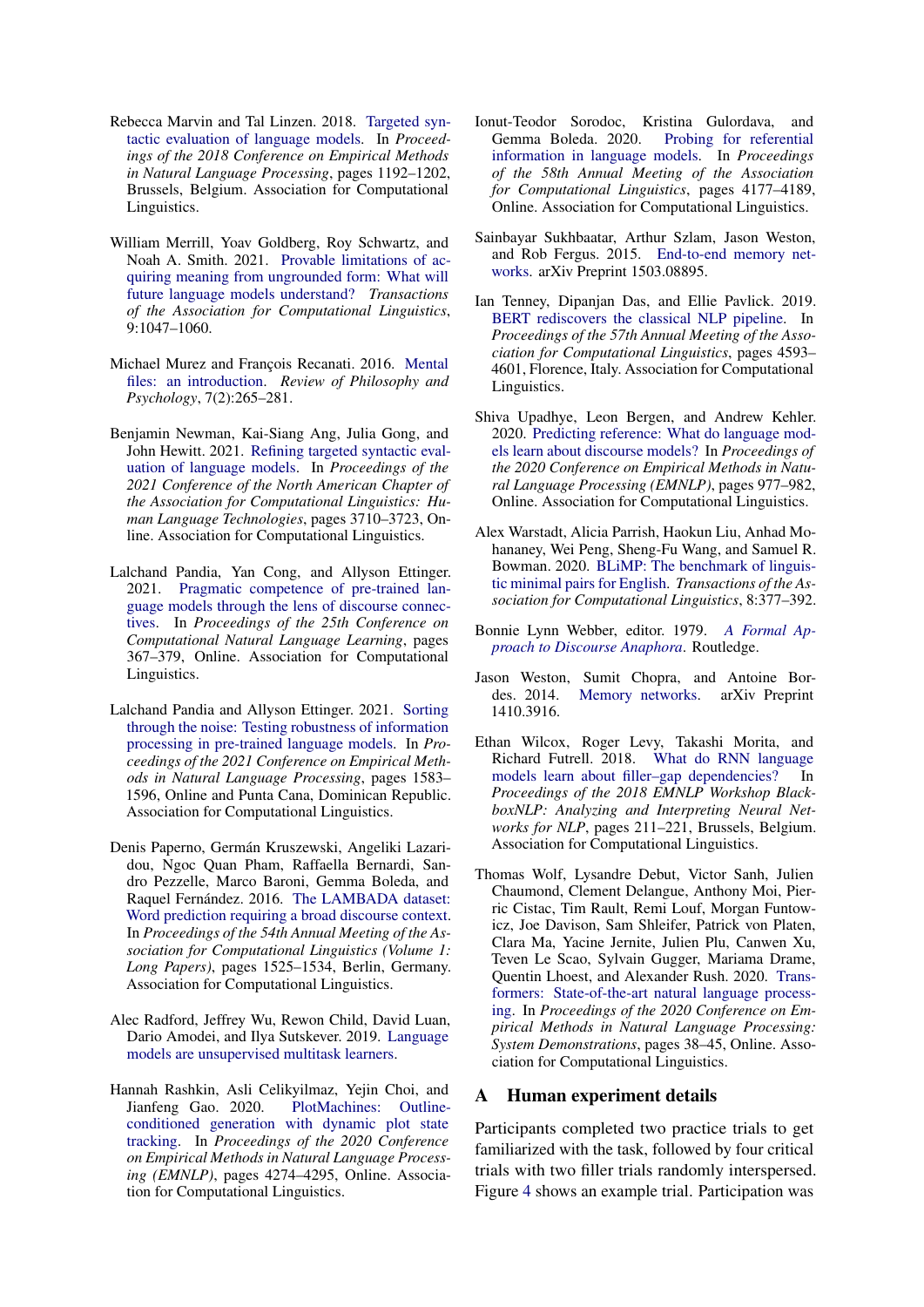Rebecca Marvin and Tal Linzen. 2018. Targeted syntactic evaluation of language models. In *Proceedings of the 2018 Conference on Empirical Methods in Natural Language Processing*, pages 1192–1202, Brussels, Belgium. Association for Computational Linguistics.

William Merrill, Yoav Goldberg, Roy Schwartz, and Noah A. Smith. 2021. Provable limitations of acquiring meaning from ungrounded form: What will future language models understand? *Transactions of the Association for Computational Linguistics*, 9:1047–1060.

Michael Murez and François Recanati. 2016. Mental files: an introduction. *Review of Philosophy and Psychology*, 7(2):265–281.

Benjamin Newman, Kai-Siang Ang, Julia Gong, and John Hewitt. 2021. Refining targeted syntactic evaluation of language models. In *Proceedings of the 2021 Conference of the North American Chapter of the Association for Computational Linguistics: Human Language Technologies*, pages 3710–3723, Online. Association for Computational Linguistics.

Lalchand Pandia, Yan Cong, and Allyson Ettinger. 2021. Pragmatic competence of pre-trained language models through the lens of discourse connectives. In *Proceedings of the 25th Conference on Computational Natural Language Learning*, pages 367–379, Online. Association for Computational Linguistics.

Lalchand Pandia and Allyson Ettinger. 2021. Sorting through the noise: Testing robustness of information processing in pre-trained language models. In *Proceedings of the 2021 Conference on Empirical Methods in Natural Language Processing*, pages 1583–1596, Online and Punta Cana, Dominican Republic. Association for Computational Linguistics.

Denis Paperno, Germán Kruszewski, Angeliki Lazaridou, Ngoc Quan Pham, Raffaella Bernardi, Sandro Pezzelle, Marco Baroni, Gemma Boleda, and Raquel Fernández. 2016. The LAMBADA dataset: Word prediction requiring a broad discourse context. In *Proceedings of the 54th Annual Meeting of the Association for Computational Linguistics (Volume 1: Long Papers)*, pages 1525–1534, Berlin, Germany. Association for Computational Linguistics.

Alec Radford, Jeffrey Wu, Rewon Child, David Luan, Dario Amodei, and Ilya Sutskever. 2019. Language models are unsupervised multitask learners.

Hannah Rashkin, Asli Celikyilmaz, Yejin Choi, and Jianfeng Gao. 2020. PlotMachines: Outline-conditioned generation with dynamic plot state tracking. In *Proceedings of the 2020 Conference on Empirical Methods in Natural Language Processing (EMNLP)*, pages 4274–4295, Online. Association for Computational Linguistics.

Ionut-Teodor Sorodoc, Kristina Gulordava, and Gemma Boleda. 2020. Probing for referential information in language models. In *Proceedings of the 58th Annual Meeting of the Association for Computational Linguistics*, pages 4177–4189, Online. Association for Computational Linguistics.

Sainbayar Sukhbaatar, Arthur Szlam, Jason Weston, and Rob Fergus. 2015. End-to-end memory networks. arXiv Preprint 1503.08895.

Ian Tenney, Dipanjan Das, and Ellie Pavlick. 2019. BERT rediscovers the classical NLP pipeline. In *Proceedings of the 57th Annual Meeting of the Association for Computational Linguistics*, pages 4593–4601, Florence, Italy. Association for Computational Linguistics.

Shiva Upadhye, Leon Bergen, and Andrew Kehler. 2020. Predicting reference: What do language models learn about discourse models? In *Proceedings of the 2020 Conference on Empirical Methods in Natural Language Processing (EMNLP)*, pages 977–982, Online. Association for Computational Linguistics.

Alex Warstadt, Alicia Parrish, Haokun Liu, Anhad Mohananey, Wei Peng, Sheng-Fu Wang, and Samuel R. Bowman. 2020. BLiMP: The benchmark of linguistic minimal pairs for English. *Transactions of the Association for Computational Linguistics*, 8:377–392.

Bonnie Lynn Webber, editor. 1979. *A Formal Approach to Discourse Anaphora*. Routledge.

Jason Weston, Sumit Chopra, and Antoine Bordes. 2014. Memory networks. arXiv Preprint 1410.3916.

Ethan Wilcox, Roger Levy, Takashi Morita, and Richard Futrell. 2018. What do RNN language models learn about filler–gap dependencies? In *Proceedings of the 2018 EMNLP Workshop BlackboxNLP: Analyzing and Interpreting Neural Networks for NLP*, pages 211–221, Brussels, Belgium. Association for Computational Linguistics.

Thomas Wolf, Lysandre Debut, Victor Sanh, Julien Chaumond, Clement Delangue, Anthony Moi, Pierric Cistac, Tim Rault, Remi Louf, Morgan Funtowicz, Joe Davison, Sam Shleifer, Patrick von Platen, Clara Ma, Yacine Jernite, Julien Plu, Canwen Xu, Teven Le Scao, Sylvain Gugger, Mariama Drame, Quentin Lhoest, and Alexander Rush. 2020. Transformers: State-of-the-art natural language processing. In *Proceedings of the 2020 Conference on Empirical Methods in Natural Language Processing: System Demonstrations*, pages 38–45, Online. Association for Computational Linguistics.

## A Human experiment details

Participants completed two practice trials to get familiarized with the task, followed by four critical trials with two filler trials randomly interspersed. Figure 4 shows an example trial. Participation was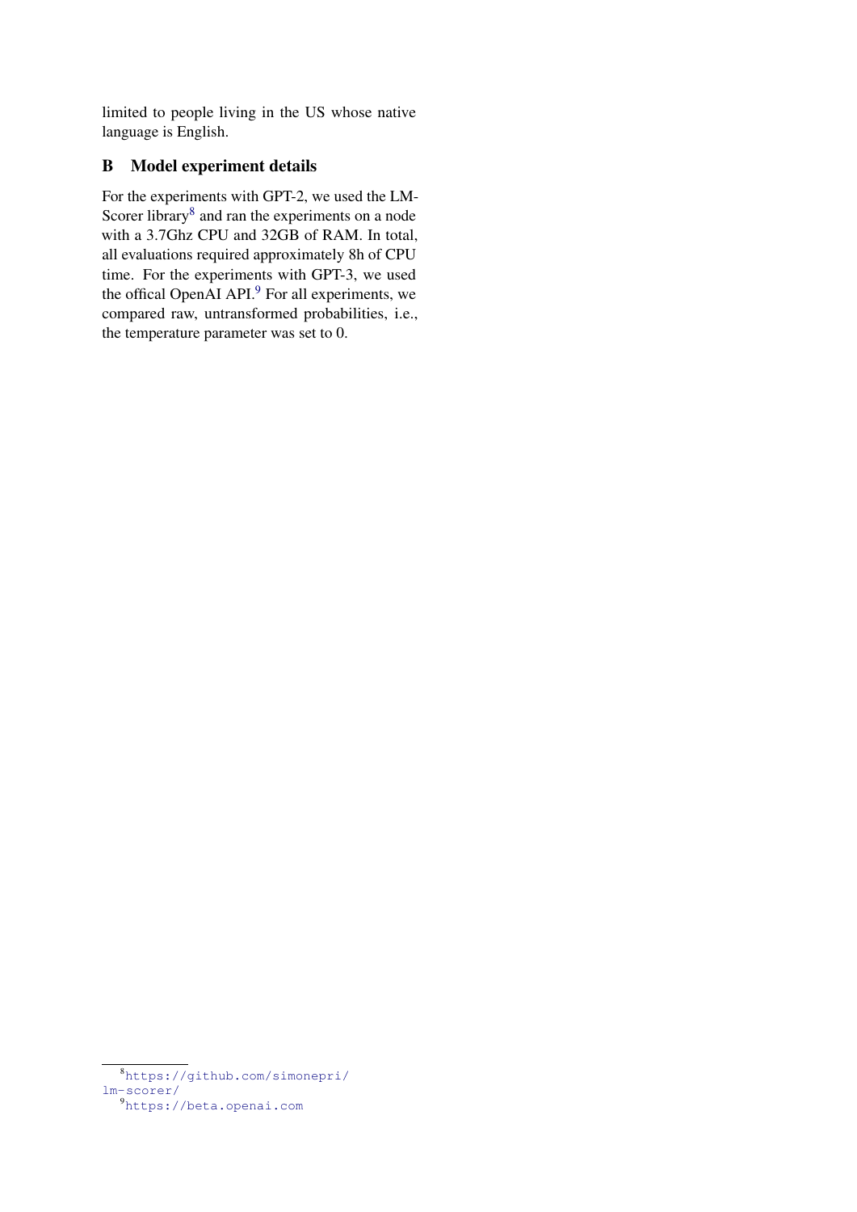limited to people living in the US whose native language is English.

## B Model experiment details

For the experiments with GPT-2, we used the LM-Scorer library[8] and ran the experiments on a node with a 3.7Ghz CPU and 32GB of RAM. In total, all evaluations required approximately 8h of CPU time. For the experiments with GPT-3, we used the offical OpenAI API.[9] For all experiments, we compared raw, untransformed probabilities, i.e., the temperature parameter was set to 0.

---

[8] https://github.com/simonepri/lm-scorer/

[9] https://beta.openai.com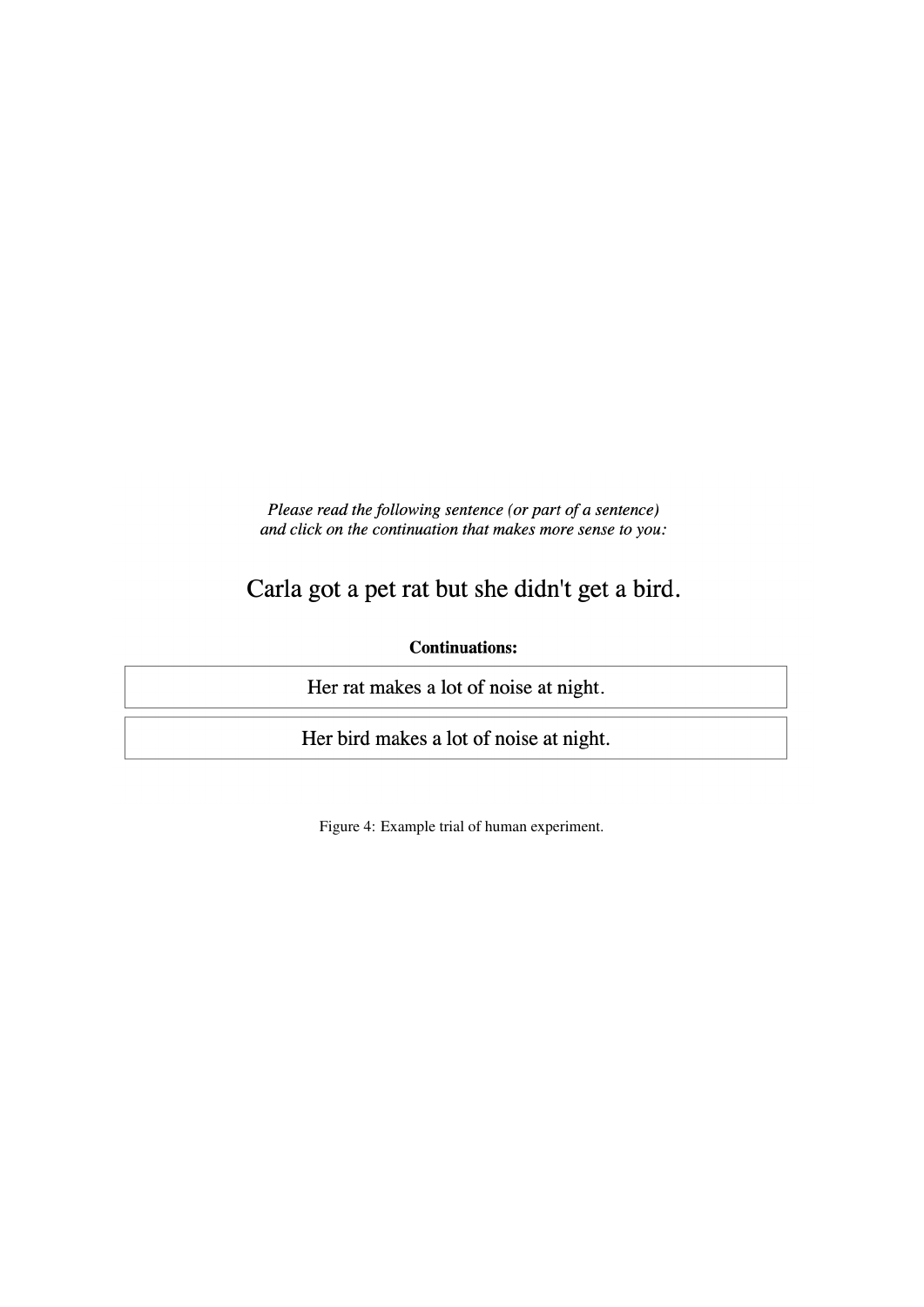*Please read the following sentence (or part of a sentence)*
*and click on the continuation that makes more sense to you:*

Carla got a pet rat but she didn't get a bird.

**Continuations:**

| |
|---|
| Her rat makes a lot of noise at night. |
| Her bird makes a lot of noise at night. |

Figure 4: Example trial of human experiment.